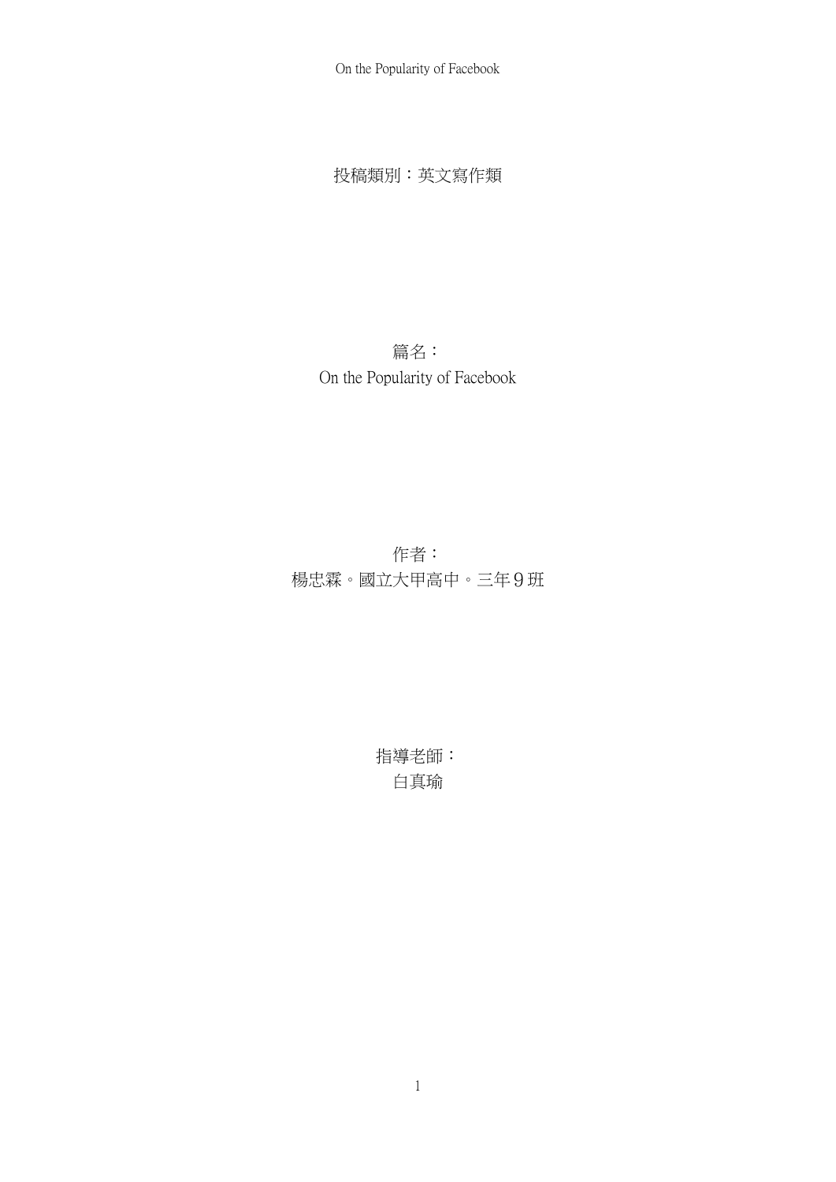投稿類別：英文寫作類

篇名：
On the Popularity of Facebook

作者：
楊忠霖。國立大甲高中。三年９班

指導老師：
白真瑜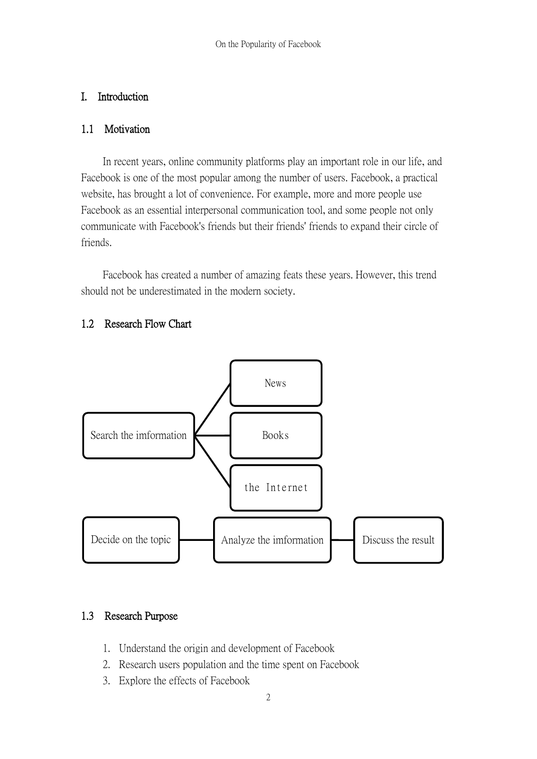# I. Introduction

## 1.1 Motivation

In recent years, online community platforms play an important role in our life, and Facebook is one of the most popular among the number of users. Facebook, a practical website, has brought a lot of convenience. For example, more and more people use Facebook as an essential interpersonal communication tool, and some people not only communicate with Facebook's friends but their friends' friends to expand their circle of friends.

Facebook has created a number of amazing feats these years. However, this trend should not be underestimated in the modern society.

## 1.2 Research Flow Chart

Search the imformation → News / Books / the Internet

Decide on the topic → Analyze the imformation → Discuss the result

## 1.3 Research Purpose

1. Understand the origin and development of Facebook
2. Research users population and the time spent on Facebook
3. Explore the effects of Facebook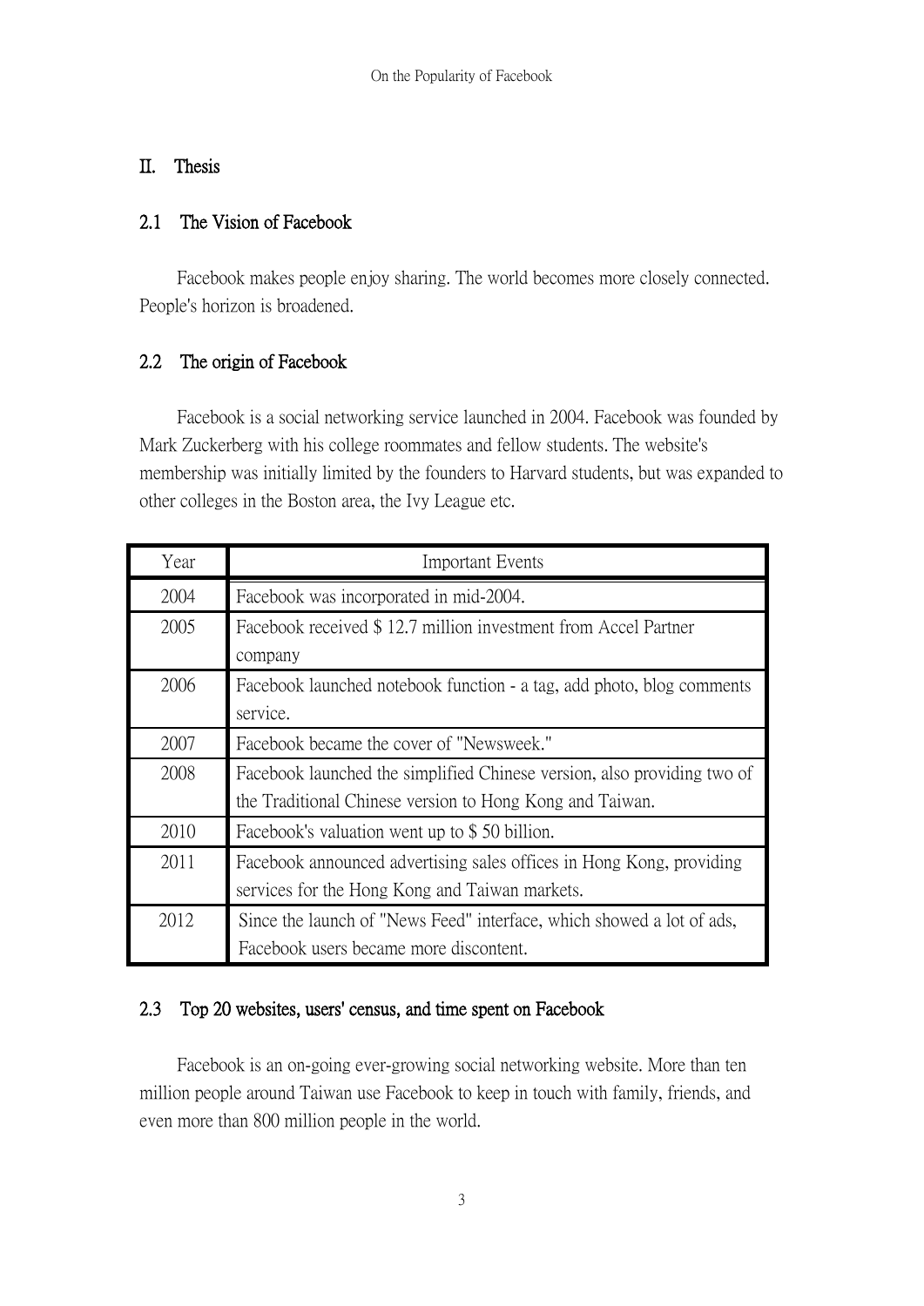## II. Thesis

### 2.1 The Vision of Facebook

Facebook makes people enjoy sharing. The world becomes more closely connected. People's horizon is broadened.

### 2.2 The origin of Facebook

Facebook is a social networking service launched in 2004. Facebook was founded by Mark Zuckerberg with his college roommates and fellow students. The website's membership was initially limited by the founders to Harvard students, but was expanded to other colleges in the Boston area, the Ivy League etc.

| Year | Important Events |
| --- | --- |
| 2004 | Facebook was incorporated in mid-2004. |
| 2005 | Facebook received $ 12.7 million investment from Accel Partner company |
| 2006 | Facebook launched notebook function - a tag, add photo, blog comments service. |
| 2007 | Facebook became the cover of "Newsweek." |
| 2008 | Facebook launched the simplified Chinese version, also providing two of the Traditional Chinese version to Hong Kong and Taiwan. |
| 2010 | Facebook's valuation went up to $ 50 billion. |
| 2011 | Facebook announced advertising sales offices in Hong Kong, providing services for the Hong Kong and Taiwan markets. |
| 2012 | Since the launch of "News Feed" interface, which showed a lot of ads, Facebook users became more discontent. |

### 2.3 Top 20 websites, users' census, and time spent on Facebook

Facebook is an on-going ever-growing social networking website. More than ten million people around Taiwan use Facebook to keep in touch with family, friends, and even more than 800 million people in the world.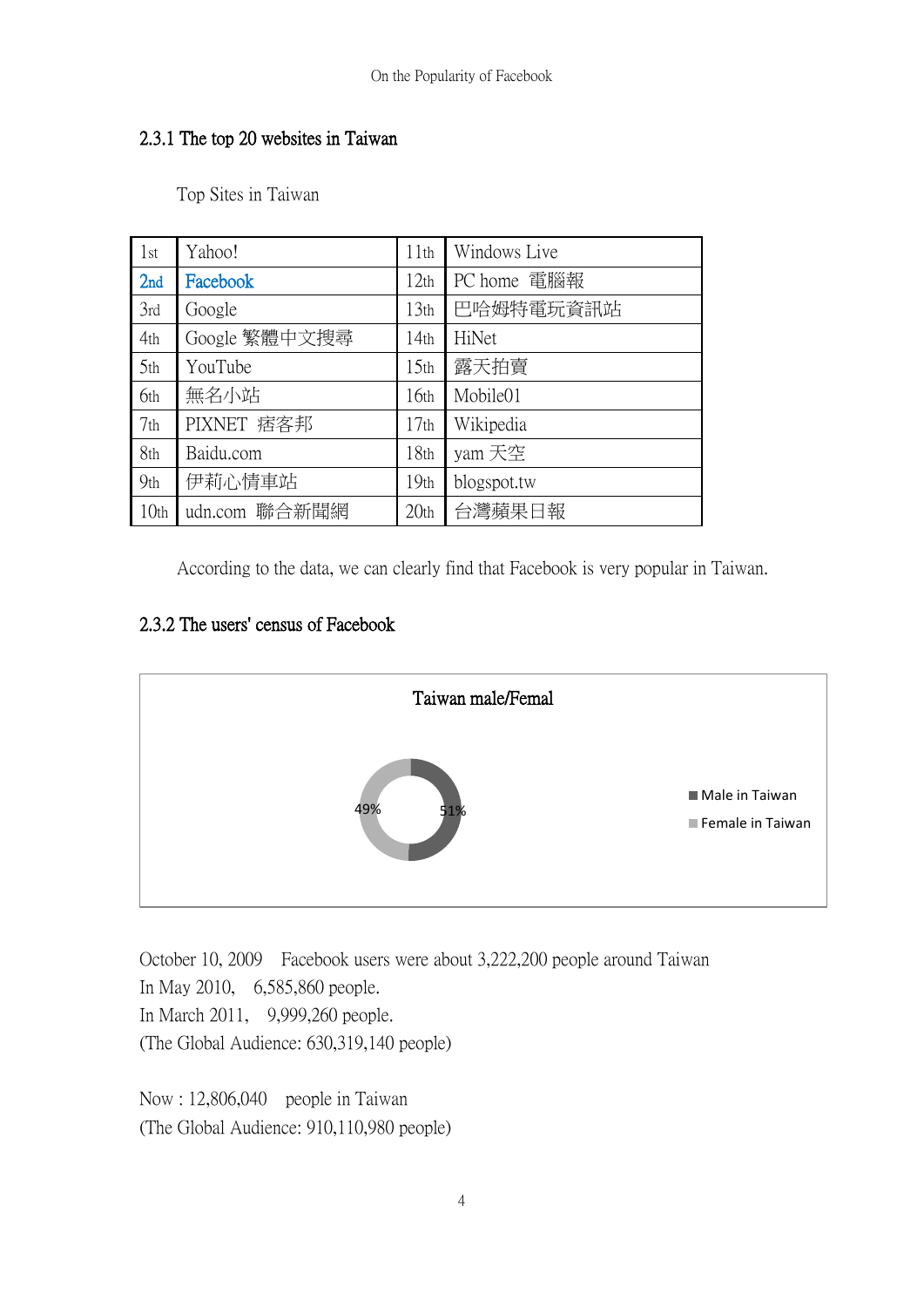### 2.3.1 The top 20 websites in Taiwan

Top Sites in Taiwan

| 1st | Yahoo! | 11th | Windows Live |
|---|---|---|---|
| 2nd | Facebook | 12th | PC home 電腦報 |
| 3rd | Google | 13th | 巴哈姆特電玩資訊站 |
| 4th | Google 繁體中文搜尋 | 14th | HiNet |
| 5th | YouTube | 15th | 露天拍賣 |
| 6th | 無名小站 | 16th | Mobile01 |
| 7th | PIXNET 痞客邦 | 17th | Wikipedia |
| 8th | Baidu.com | 18th | yam 天空 |
| 9th | 伊莉心情車站 | 19th | blogspot.tw |
| 10th | udn.com 聯合新聞網 | 20th | 台灣蘋果日報 |

According to the data, we can clearly find that Facebook is very popular in Taiwan.

### 2.3.2 The users' census of Facebook

Taiwan male/Femal

- Male in Taiwan: 51%
- Female in Taiwan: 49%

October 10, 2009 Facebook users were about 3,222,200 people around Taiwan
In May 2010, 6,585,860 people.
In March 2011, 9,999,260 people.
(The Global Audience: 630,319,140 people)

Now : 12,806,040 people in Taiwan
(The Global Audience: 910,110,980 people)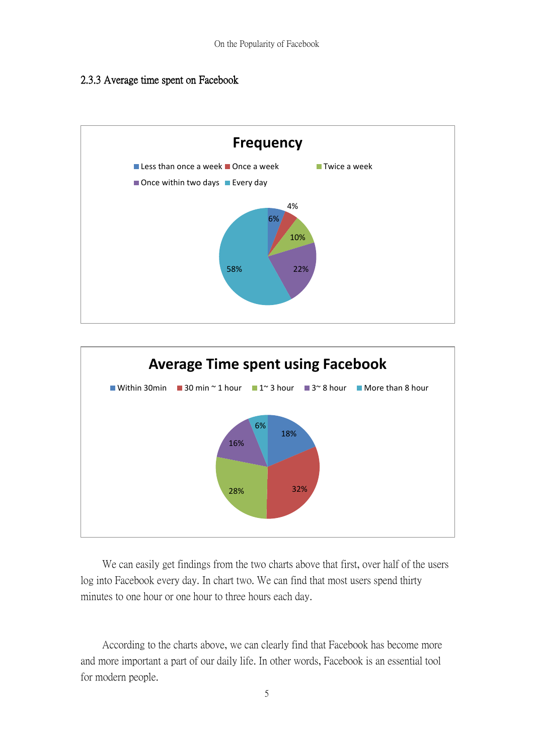### 2.3.3 Average time spent on Facebook

We can easily get findings from the two charts above that first, over half of the users log into Facebook every day. In chart two. We can find that most users spend thirty minutes to one hour or one hour to three hours each day.

According to the charts above, we can clearly find that Facebook has become more and more important a part of our daily life. In other words, Facebook is an essential tool for modern people.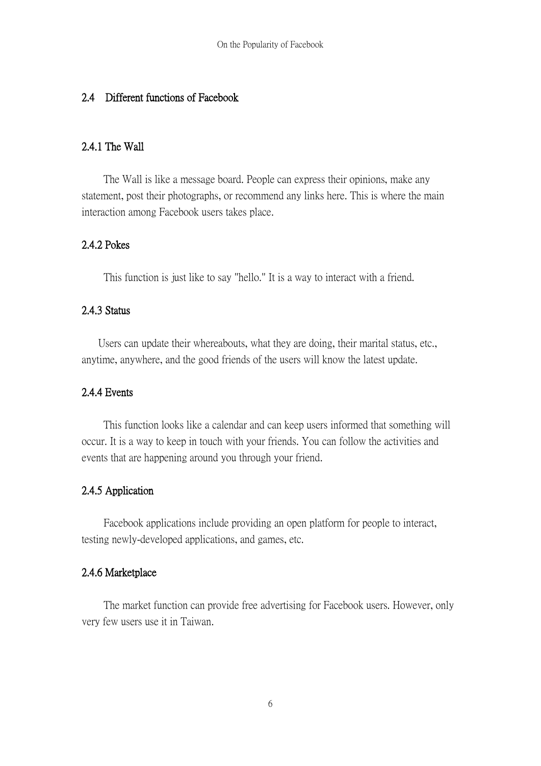## 2.4 Different functions of Facebook

### 2.4.1 The Wall

The Wall is like a message board. People can express their opinions, make any statement, post their photographs, or recommend any links here. This is where the main interaction among Facebook users takes place.

### 2.4.2 Pokes

This function is just like to say "hello." It is a way to interact with a friend.

### 2.4.3 Status

Users can update their whereabouts, what they are doing, their marital status, etc., anytime, anywhere, and the good friends of the users will know the latest update.

### 2.4.4 Events

This function looks like a calendar and can keep users informed that something will occur. It is a way to keep in touch with your friends. You can follow the activities and events that are happening around you through your friend.

### 2.4.5 Application

Facebook applications include providing an open platform for people to interact, testing newly-developed applications, and games, etc.

### 2.4.6 Marketplace

The market function can provide free advertising for Facebook users. However, only very few users use it in Taiwan.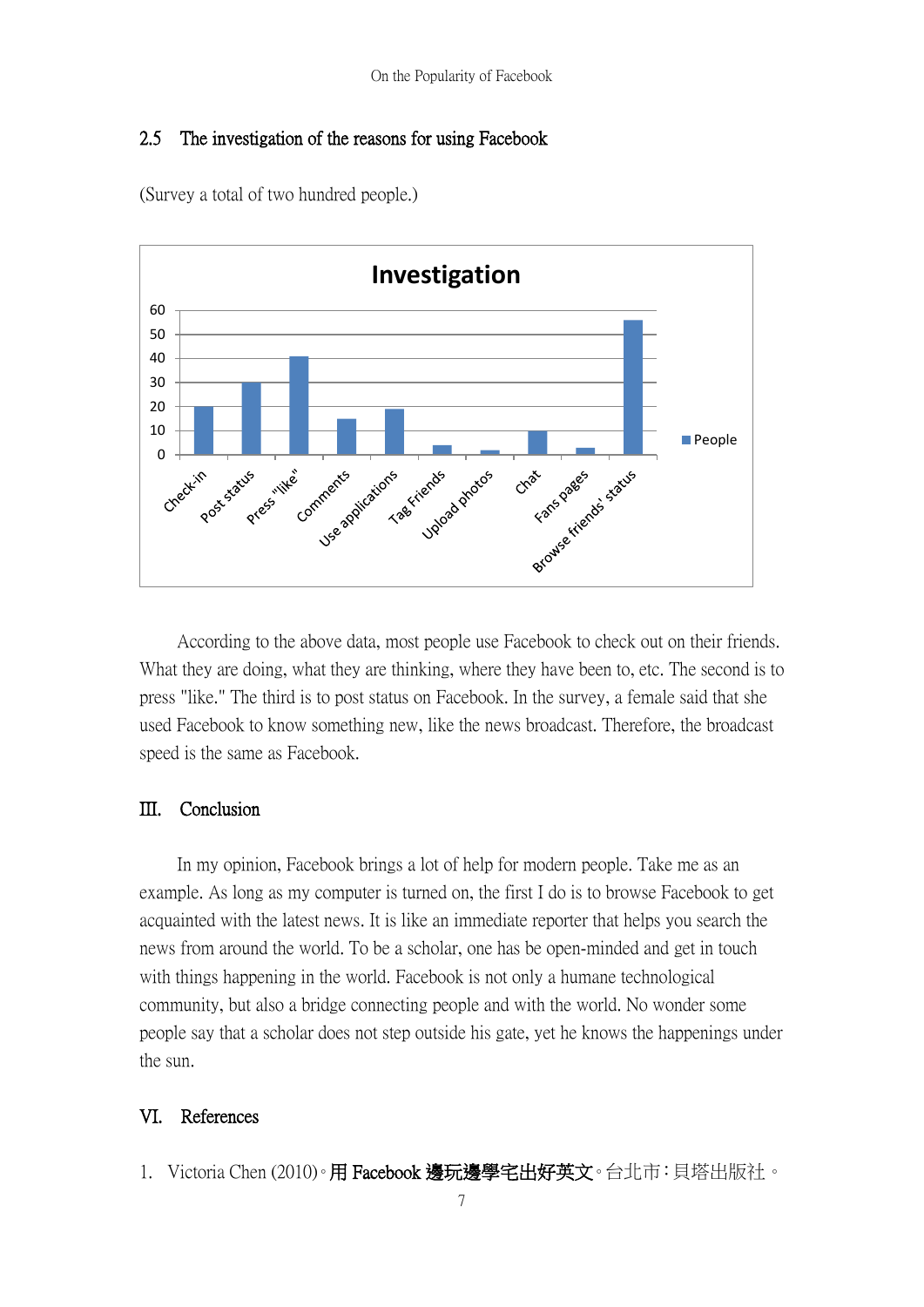## 2.5 The investigation of the reasons for using Facebook

(Survey a total of two hundred people.)

**Investigation**

| Reason | People |
|---|---|
| Check-in | 20 |
| Post status | 30 |
| Press "like" | 41 |
| Comments | 15 |
| Use applications | 19 |
| Tag Friends | 4 |
| Upload photos | 2 |
| Chat | 10 |
| Fans pages | 3 |
| Browse friends' status | 56 |

According to the above data, most people use Facebook to check out on their friends. What they are doing, what they are thinking, where they have been to, etc. The second is to press "like." The third is to post status on Facebook. In the survey, a female said that she used Facebook to know something new, like the news broadcast. Therefore, the broadcast speed is the same as Facebook.

# III. Conclusion

In my opinion, Facebook brings a lot of help for modern people. Take me as an example. As long as my computer is turned on, the first I do is to browse Facebook to get acquainted with the latest news. It is like an immediate reporter that helps you search the news from around the world. To be a scholar, one has be open-minded and get in touch with things happening in the world. Facebook is not only a humane technological community, but also a bridge connecting people and with the world. No wonder some people say that a scholar does not step outside his gate, yet he knows the happenings under the sun.

# VI. References

1. Victoria Chen (2010)。**用 Facebook 邊玩邊學宅出好英文**。台北市：貝塔出版社。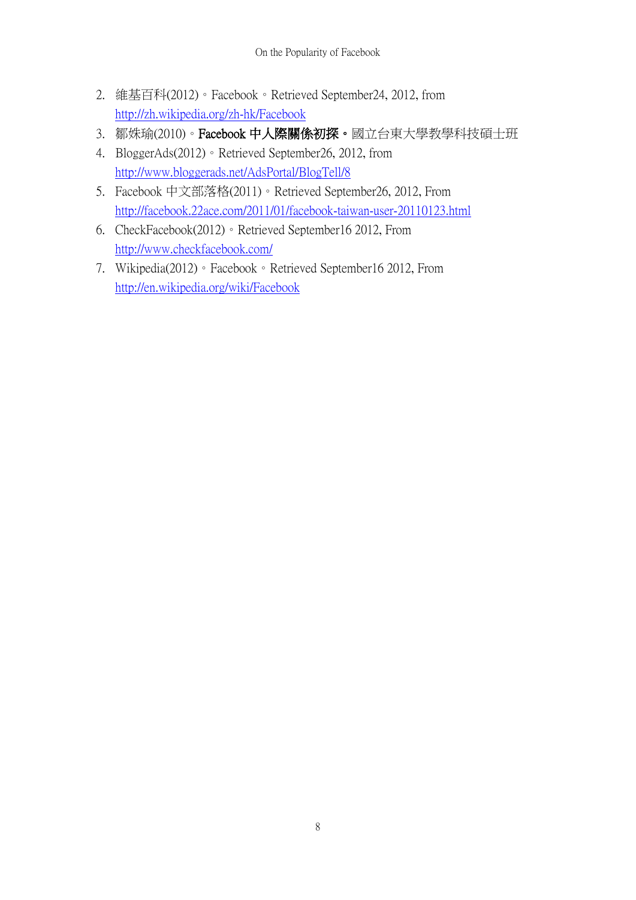2. 維基百科(2012)。Facebook。Retrieved September24, 2012, from http://zh.wikipedia.org/zh-hk/Facebook
3. 鄒姝瑜(2010)。**Facebook 中人際關係初探。**國立台東大學教學科技碩士班
4. BloggerAds(2012)。Retrieved September26, 2012, from http://www.bloggerads.net/AdsPortal/BlogTell/8
5. Facebook 中文部落格(2011)。Retrieved September26, 2012, From http://facebook.22ace.com/2011/01/facebook-taiwan-user-20110123.html
6. CheckFacebook(2012)。Retrieved September16 2012, From http://www.checkfacebook.com/
7. Wikipedia(2012)。Facebook。Retrieved September16 2012, From http://en.wikipedia.org/wiki/Facebook